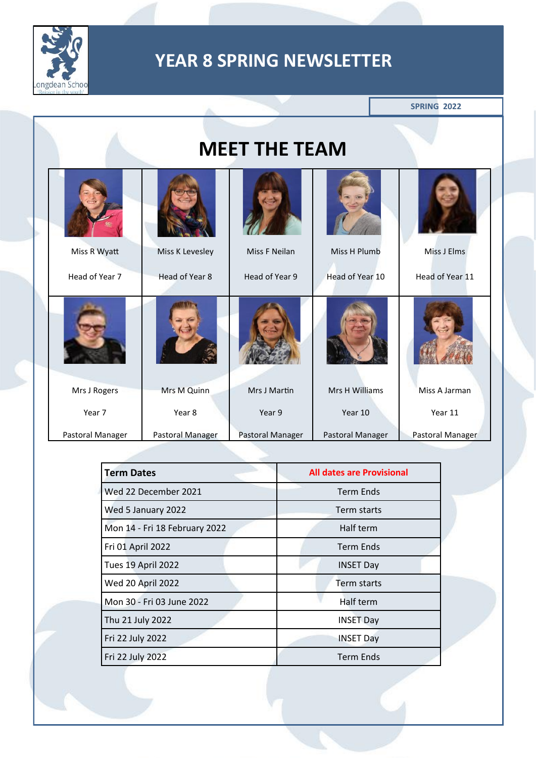# YEAR 8 SPRING NEWSLETTER

SPRING 2022

## MEET THE TEAM

| Miss R Wyatt | Miss K Levesley | Miss F Neilan | Miss H Plumb | Miss J Elms |
|---|---|---|---|---|
| Head of Year 7 | Head of Year 8 | Head of Year 9 | Head of Year 10 | Head of Year 11 |
| Mrs J Rogers | Mrs M Quinn | Mrs J Martin | Mrs H Williams | Miss A Jarman |
| Year 7 Pastoral Manager | Year 8 Pastoral Manager | Year 9 Pastoral Manager | Year 10 Pastoral Manager | Year 11 Pastoral Manager |

| **Term Dates** | **All dates are Provisional** |
|---|---|
| Wed 22 December 2021 | Term Ends |
| Wed 5 January 2022 | Term starts |
| Mon 14 - Fri 18 February 2022 | Half term |
| Fri 01 April 2022 | Term Ends |
| Tues 19 April 2022 | INSET Day |
| Wed 20 April 2022 | Term starts |
| Mon 30 - Fri 03 June 2022 | Half term |
| Thu 21 July 2022 | INSET Day |
| Fri 22 July 2022 | INSET Day |
| Fri 22 July 2022 | Term Ends |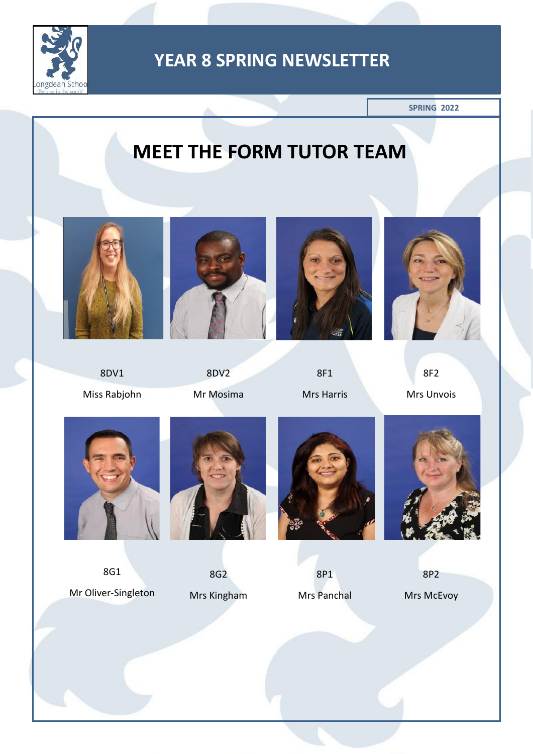# YEAR 8 SPRING NEWSLETTER

**SPRING 2022**

## MEET THE FORM TUTOR TEAM

8DV1

Miss Rabjohn

8DV2

Mr Mosima

8F1

Mrs Harris

8F2

Mrs Unvois

8G1

Mr Oliver-Singleton

8G2

Mrs Kingham

8P1

Mrs Panchal

8P2

Mrs McEvoy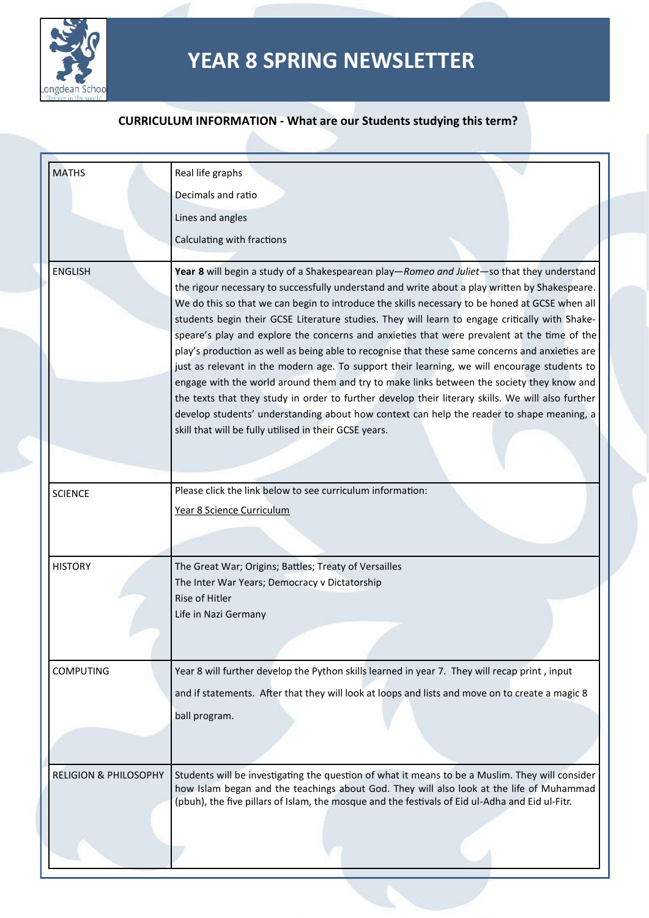# YEAR 8 SPRING NEWSLETTER

## CURRICULUM INFORMATION - What are our Students studying this term?

| | |
|---|---|
| MATHS | Real life graphs<br>Decimals and ratio<br>Lines and angles<br>Calculating with fractions |
| ENGLISH | **Year 8** will begin a study of a Shakespearean play—*Romeo and Juliet*—so that they understand the rigour necessary to successfully understand and write about a play written by Shakespeare. We do this so that we can begin to introduce the skills necessary to be honed at GCSE when all students begin their GCSE Literature studies. They will learn to engage critically with Shakespeare's play and explore the concerns and anxieties that were prevalent at the time of the play's production as well as being able to recognise that these same concerns and anxieties are just as relevant in the modern age. To support their learning, we will encourage students to engage with the world around them and try to make links between the society they know and the texts that they study in order to further develop their literary skills. We will also further develop students' understanding about how context can help the reader to shape meaning, a skill that will be fully utilised in their GCSE years. |
| SCIENCE | Please click the link below to see curriculum information:<br>Year 8 Science Curriculum |
| HISTORY | The Great War; Origins; Battles; Treaty of Versailles<br>The Inter War Years; Democracy v Dictatorship<br>Rise of Hitler<br>Life in Nazi Germany |
| COMPUTING | Year 8 will further develop the Python skills learned in year 7. They will recap print , input and if statements. After that they will look at loops and lists and move on to create a magic 8 ball program. |
| RELIGION & PHILOSOPHY | Students will be investigating the question of what it means to be a Muslim. They will consider how Islam began and the teachings about God. They will also look at the life of Muhammad (pbuh), the five pillars of Islam, the mosque and the festivals of Eid ul-Adha and Eid ul-Fitr. |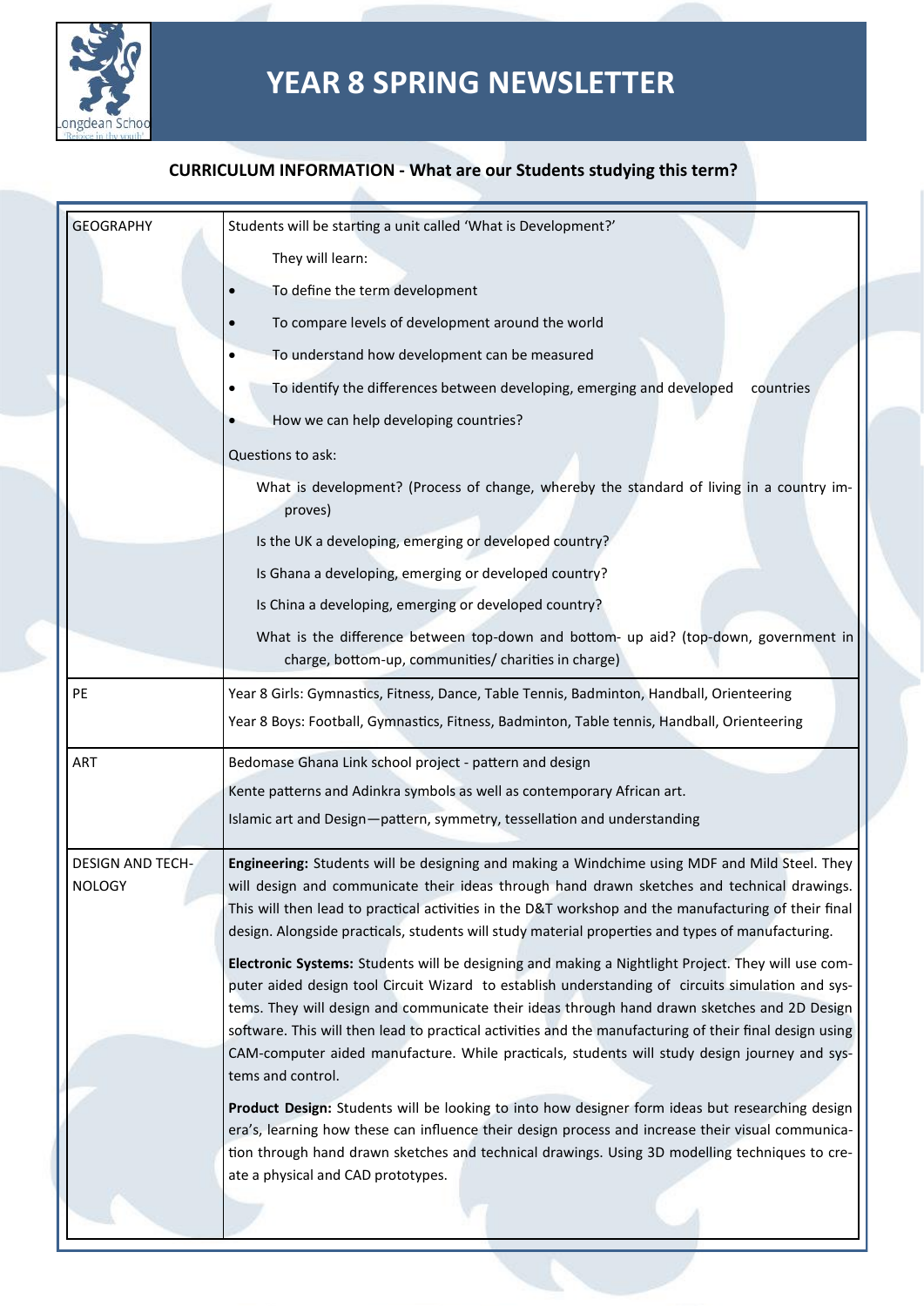# YEAR 8 SPRING NEWSLETTER

## CURRICULUM INFORMATION - What are our Students studying this term?

| | |
|---|---|
| GEOGRAPHY | Students will be starting a unit called 'What is Development?'<br>They will learn:<br>• To define the term development<br>• To compare levels of development around the world<br>• To understand how development can be measured<br>• To identify the differences between developing, emerging and developed countries<br>• How we can help developing countries?<br>Questions to ask:<br>What is development? (Process of change, whereby the standard of living in a country improves)<br>Is the UK a developing, emerging or developed country?<br>Is Ghana a developing, emerging or developed country?<br>Is China a developing, emerging or developed country?<br>What is the difference between top-down and bottom- up aid? (top-down, government in charge, bottom-up, communities/ charities in charge) |
| PE | Year 8 Girls: Gymnastics, Fitness, Dance, Table Tennis, Badminton, Handball, Orienteering<br>Year 8 Boys: Football, Gymnastics, Fitness, Badminton, Table tennis, Handball, Orienteering |
| ART | Bedomase Ghana Link school project - pattern and design<br>Kente patterns and Adinkra symbols as well as contemporary African art.<br>Islamic art and Design—pattern, symmetry, tessellation and understanding |
| DESIGN AND TECHNOLOGY | **Engineering:** Students will be designing and making a Windchime using MDF and Mild Steel. They will design and communicate their ideas through hand drawn sketches and technical drawings. This will then lead to practical activities in the D&T workshop and the manufacturing of their final design. Alongside practicals, students will study material properties and types of manufacturing.<br>**Electronic Systems:** Students will be designing and making a Nightlight Project. They will use computer aided design tool Circuit Wizard to establish understanding of circuits simulation and systems. They will design and communicate their ideas through hand drawn sketches and 2D Design software. This will then lead to practical activities and the manufacturing of their final design using CAM-computer aided manufacture. While practicals, students will study design journey and systems and control.<br>**Product Design:** Students will be looking to into how designer form ideas but researching design era's, learning how these can influence their design process and increase their visual communication through hand drawn sketches and technical drawings. Using 3D modelling techniques to create a physical and CAD prototypes. |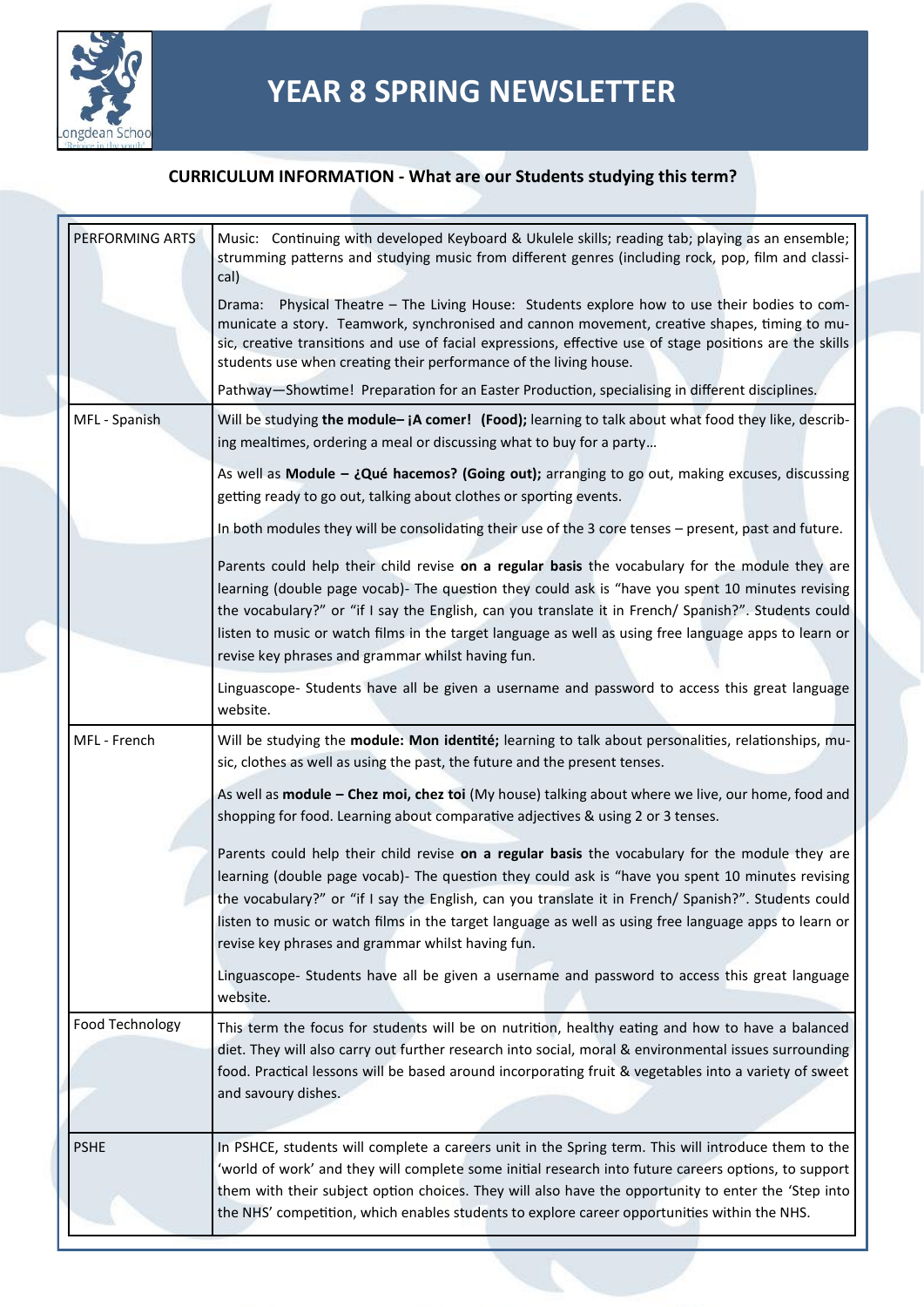# YEAR 8 SPRING NEWSLETTER

## CURRICULUM INFORMATION - What are our Students studying this term?

| | |
|---|---|
| PERFORMING ARTS | Music: Continuing with developed Keyboard & Ukulele skills; reading tab; playing as an ensemble; strumming patterns and studying music from different genres (including rock, pop, film and classical)<br><br>Drama: Physical Theatre – The Living House: Students explore how to use their bodies to communicate a story. Teamwork, synchronised and cannon movement, creative shapes, timing to music, creative transitions and use of facial expressions, effective use of stage positions are the skills students use when creating their performance of the living house.<br><br>Pathway—Showtime! Preparation for an Easter Production, specialising in different disciplines. |
| MFL - Spanish | Will be studying **the module– ¡A comer! (Food);** learning to talk about what food they like, describing mealtimes, ordering a meal or discussing what to buy for a party…<br><br>As well as **Module – ¿Qué hacemos? (Going out);** arranging to go out, making excuses, discussing getting ready to go out, talking about clothes or sporting events.<br><br>In both modules they will be consolidating their use of the 3 core tenses – present, past and future.<br><br>Parents could help their child revise **on a regular basis** the vocabulary for the module they are learning (double page vocab)- The question they could ask is "have you spent 10 minutes revising the vocabulary?" or "if I say the English, can you translate it in French/ Spanish?". Students could listen to music or watch films in the target language as well as using free language apps to learn or revise key phrases and grammar whilst having fun.<br><br>Linguascope- Students have all be given a username and password to access this great language website. |
| MFL - French | Will be studying the **module: Mon identité;** learning to talk about personalities, relationships, music, clothes as well as using the past, the future and the present tenses.<br><br>As well as **module – Chez moi, chez toi** (My house) talking about where we live, our home, food and shopping for food. Learning about comparative adjectives & using 2 or 3 tenses.<br><br>Parents could help their child revise **on a regular basis** the vocabulary for the module they are learning (double page vocab)- The question they could ask is "have you spent 10 minutes revising the vocabulary?" or "if I say the English, can you translate it in French/ Spanish?". Students could listen to music or watch films in the target language as well as using free language apps to learn or revise key phrases and grammar whilst having fun.<br><br>Linguascope- Students have all be given a username and password to access this great language website. |
| Food Technology | This term the focus for students will be on nutrition, healthy eating and how to have a balanced diet. They will also carry out further research into social, moral & environmental issues surrounding food. Practical lessons will be based around incorporating fruit & vegetables into a variety of sweet and savoury dishes. |
| PSHE | In PSHCE, students will complete a careers unit in the Spring term. This will introduce them to the 'world of work' and they will complete some initial research into future careers options, to support them with their subject option choices. They will also have the opportunity to enter the 'Step into the NHS' competition, which enables students to explore career opportunities within the NHS. |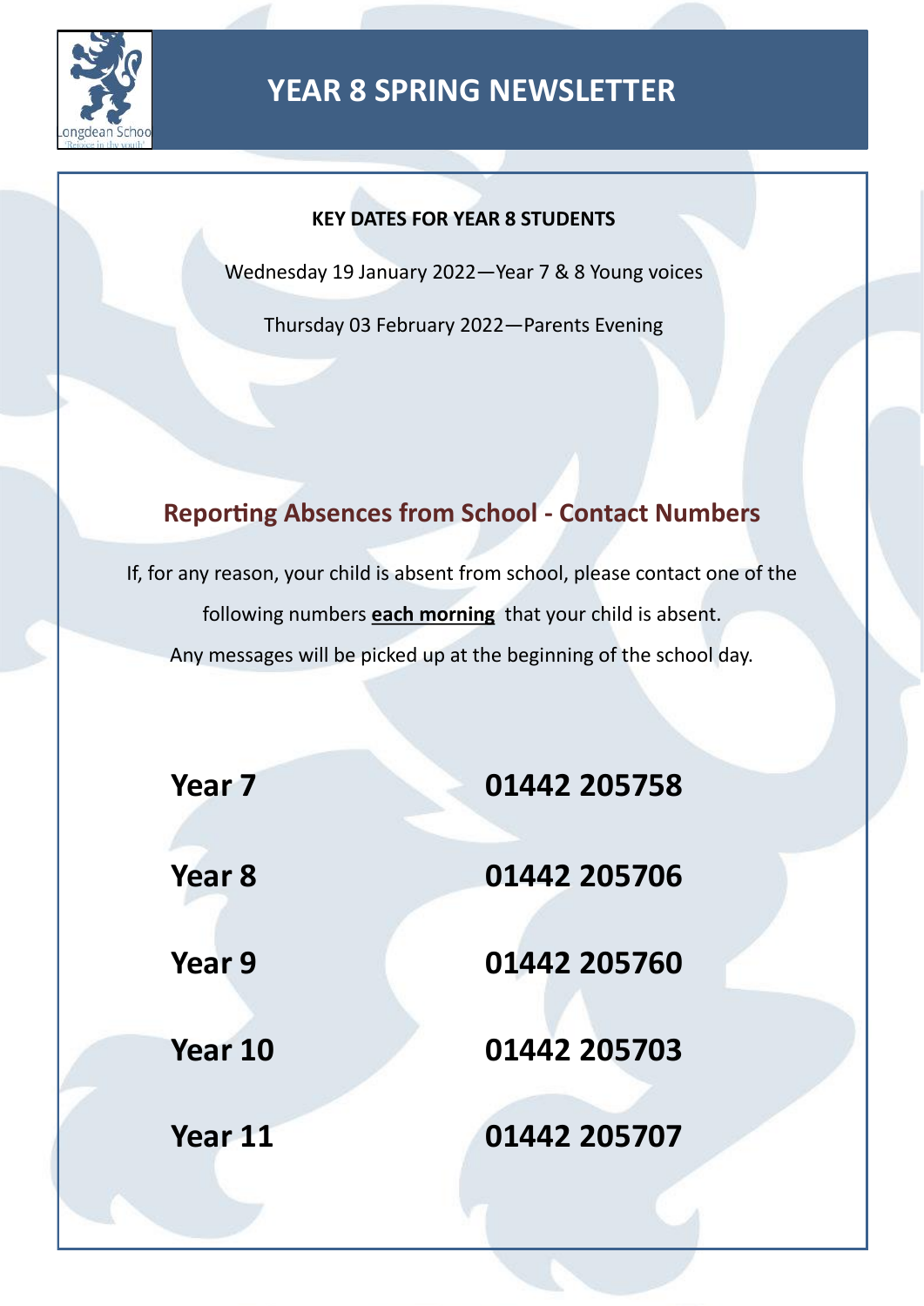# YEAR 8 SPRING NEWSLETTER

**KEY DATES FOR YEAR 8 STUDENTS**

Wednesday 19 January 2022—Year 7 & 8 Young voices

Thursday 03 February 2022—Parents Evening

## Reporting Absences from School - Contact Numbers

If, for any reason, your child is absent from school, please contact one of the following numbers **each morning** that your child is absent. Any messages will be picked up at the beginning of the school day.

| | |
|---|---|
| **Year 7** | **01442 205758** |
| **Year 8** | **01442 205706** |
| **Year 9** | **01442 205760** |
| **Year 10** | **01442 205703** |
| **Year 11** | **01442 205707** |